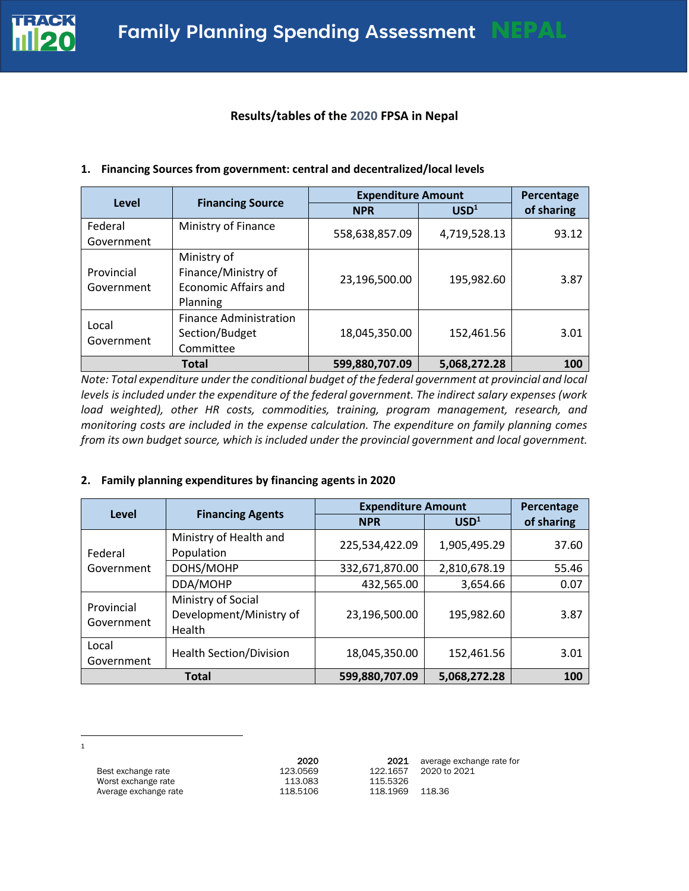# Family Planning Spending Assessment NEPAL

## Results/tables of the 2020 FPSA in Nepal

### 1. Financing Sources from government: central and decentralized/local levels

| Level | Financing Source | Expenditure Amount | | Percentage of sharing |
|---|---|---|---|---|
| | | NPR | USD[1] | |
| Federal Government | Ministry of Finance | 558,638,857.09 | 4,719,528.13 | 93.12 |
| Provincial Government | Ministry of Finance/Ministry of Economic Affairs and Planning | 23,196,500.00 | 195,982.60 | 3.87 |
| Local Government | Finance Administration Section/Budget Committee | 18,045,350.00 | 152,461.56 | 3.01 |
| **Total** | | **599,880,707.09** | **5,068,272.28** | **100** |

*Note: Total expenditure under the conditional budget of the federal government at provincial and local levels is included under the expenditure of the federal government. The indirect salary expenses (work load weighted), other HR costs, commodities, training, program management, research, and monitoring costs are included in the expense calculation. The expenditure on family planning comes from its own budget source, which is included under the provincial government and local government.*

### 2. Family planning expenditures by financing agents in 2020

| Level | Financing Agents | Expenditure Amount | | Percentage of sharing |
|---|---|---|---|---|
| | | NPR | USD[1] | |
| Federal Government | Ministry of Health and Population | 225,534,422.09 | 1,905,495.29 | 37.60 |
| | DOHS/MOHP | 332,671,870.00 | 2,810,678.19 | 55.46 |
| | DDA/MOHP | 432,565.00 | 3,654.66 | 0.07 |
| Provincial Government | Ministry of Social Development/Ministry of Health | 23,196,500.00 | 195,982.60 | 3.87 |
| Local Government | Health Section/Division | 18,045,350.00 | 152,461.56 | 3.01 |
| **Total** | | **599,880,707.09** | **5,068,272.28** | **100** |

---

[1]

| | 2020 | 2021 | average exchange rate for 2020 to 2021 |
|---|---|---|---|
| Best exchange rate | 123.0569 | 122.1657 | |
| Worst exchange rate | 113.083 | 115.5326 | |
| Average exchange rate | 118.5106 | 118.1969 | 118.36 |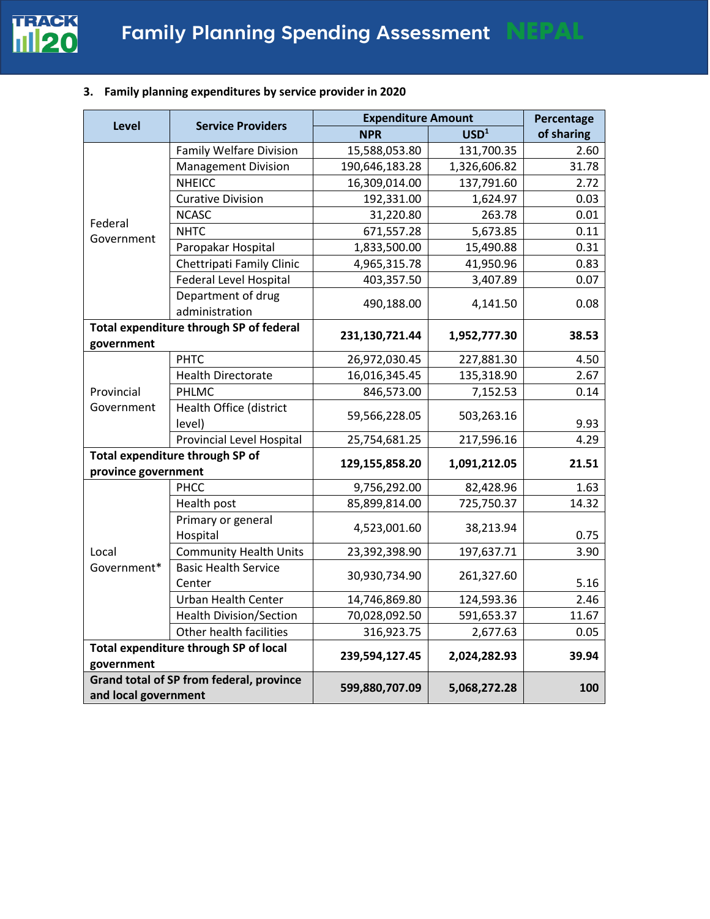### 3. Family planning expenditures by service provider in 2020

| Level | Service Providers | Expenditure Amount | | Percentage of sharing |
|---|---|---|---|---|
| | | NPR | USD[1] | |
| Federal Government | Family Welfare Division | 15,588,053.80 | 131,700.35 | 2.60 |
| | Management Division | 190,646,183.28 | 1,326,606.82 | 31.78 |
| | NHEICC | 16,309,014.00 | 137,791.60 | 2.72 |
| | Curative Division | 192,331.00 | 1,624.97 | 0.03 |
| | NCASC | 31,220.80 | 263.78 | 0.01 |
| | NHTC | 671,557.28 | 5,673.85 | 0.11 |
| | Paropakar Hospital | 1,833,500.00 | 15,490.88 | 0.31 |
| | Chettripati Family Clinic | 4,965,315.78 | 41,950.96 | 0.83 |
| | Federal Level Hospital | 403,357.50 | 3,407.89 | 0.07 |
| | Department of drug administration | 490,188.00 | 4,141.50 | 0.08 |
| **Total expenditure through SP of federal government** | | **231,130,721.44** | **1,952,777.30** | **38.53** |
| Provincial Government | PHTC | 26,972,030.45 | 227,881.30 | 4.50 |
| | Health Directorate | 16,016,345.45 | 135,318.90 | 2.67 |
| | PHLMC | 846,573.00 | 7,152.53 | 0.14 |
| | Health Office (district level) | 59,566,228.05 | 503,263.16 | 9.93 |
| | Provincial Level Hospital | 25,754,681.25 | 217,596.16 | 4.29 |
| **Total expenditure through SP of province government** | | **129,155,858.20** | **1,091,212.05** | **21.51** |
| Local Government* | PHCC | 9,756,292.00 | 82,428.96 | 1.63 |
| | Health post | 85,899,814.00 | 725,750.37 | 14.32 |
| | Primary or general Hospital | 4,523,001.60 | 38,213.94 | 0.75 |
| | Community Health Units | 23,392,398.90 | 197,637.71 | 3.90 |
| | Basic Health Service Center | 30,930,734.90 | 261,327.60 | 5.16 |
| | Urban Health Center | 14,746,869.80 | 124,593.36 | 2.46 |
| | Health Division/Section | 70,028,092.50 | 591,653.37 | 11.67 |
| | Other health facilities | 316,923.75 | 2,677.63 | 0.05 |
| **Total expenditure through SP of local government** | | **239,594,127.45** | **2,024,282.93** | **39.94** |
| **Grand total of SP from federal, province and local government** | | **599,880,707.09** | **5,068,272.28** | **100** |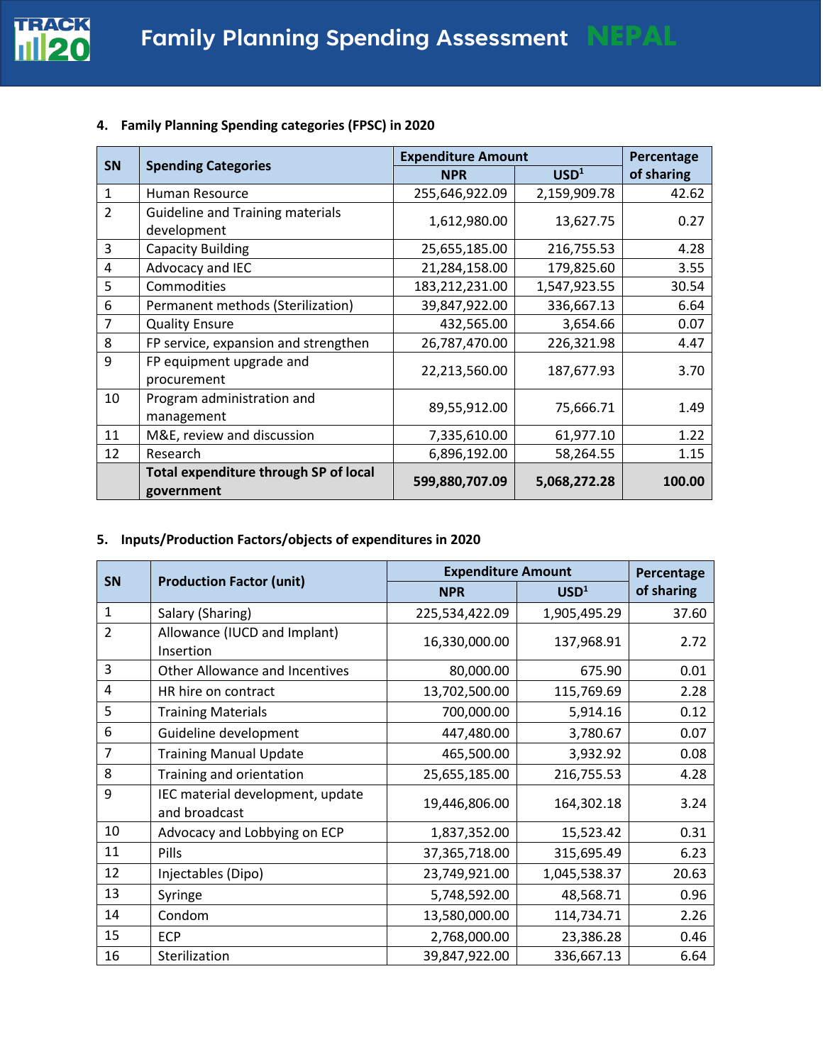### 4. Family Planning Spending categories (FPSC) in 2020

| SN | Spending Categories | Expenditure Amount | | Percentage of sharing |
|---|---|---|---|---|
| | | NPR | USD[1] | |
| 1 | Human Resource | 255,646,922.09 | 2,159,909.78 | 42.62 |
| 2 | Guideline and Training materials development | 1,612,980.00 | 13,627.75 | 0.27 |
| 3 | Capacity Building | 25,655,185.00 | 216,755.53 | 4.28 |
| 4 | Advocacy and IEC | 21,284,158.00 | 179,825.60 | 3.55 |
| 5 | Commodities | 183,212,231.00 | 1,547,923.55 | 30.54 |
| 6 | Permanent methods (Sterilization) | 39,847,922.00 | 336,667.13 | 6.64 |
| 7 | Quality Ensure | 432,565.00 | 3,654.66 | 0.07 |
| 8 | FP service, expansion and strengthen | 26,787,470.00 | 226,321.98 | 4.47 |
| 9 | FP equipment upgrade and procurement | 22,213,560.00 | 187,677.93 | 3.70 |
| 10 | Program administration and management | 89,55,912.00 | 75,666.71 | 1.49 |
| 11 | M&E, review and discussion | 7,335,610.00 | 61,977.10 | 1.22 |
| 12 | Research | 6,896,192.00 | 58,264.55 | 1.15 |
| | **Total expenditure through SP of local government** | **599,880,707.09** | **5,068,272.28** | **100.00** |

### 5. Inputs/Production Factors/objects of expenditures in 2020

| SN | Production Factor (unit) | Expenditure Amount | | Percentage of sharing |
|---|---|---|---|---|
| | | NPR | USD[1] | |
| 1 | Salary (Sharing) | 225,534,422.09 | 1,905,495.29 | 37.60 |
| 2 | Allowance (IUCD and Implant) Insertion | 16,330,000.00 | 137,968.91 | 2.72 |
| 3 | Other Allowance and Incentives | 80,000.00 | 675.90 | 0.01 |
| 4 | HR hire on contract | 13,702,500.00 | 115,769.69 | 2.28 |
| 5 | Training Materials | 700,000.00 | 5,914.16 | 0.12 |
| 6 | Guideline development | 447,480.00 | 3,780.67 | 0.07 |
| 7 | Training Manual Update | 465,500.00 | 3,932.92 | 0.08 |
| 8 | Training and orientation | 25,655,185.00 | 216,755.53 | 4.28 |
| 9 | IEC material development, update and broadcast | 19,446,806.00 | 164,302.18 | 3.24 |
| 10 | Advocacy and Lobbying on ECP | 1,837,352.00 | 15,523.42 | 0.31 |
| 11 | Pills | 37,365,718.00 | 315,695.49 | 6.23 |
| 12 | Injectables (Dipo) | 23,749,921.00 | 1,045,538.37 | 20.63 |
| 13 | Syringe | 5,748,592.00 | 48,568.71 | 0.96 |
| 14 | Condom | 13,580,000.00 | 114,734.71 | 2.26 |
| 15 | ECP | 2,768,000.00 | 23,386.28 | 0.46 |
| 16 | Sterilization | 39,847,922.00 | 336,667.13 | 6.64 |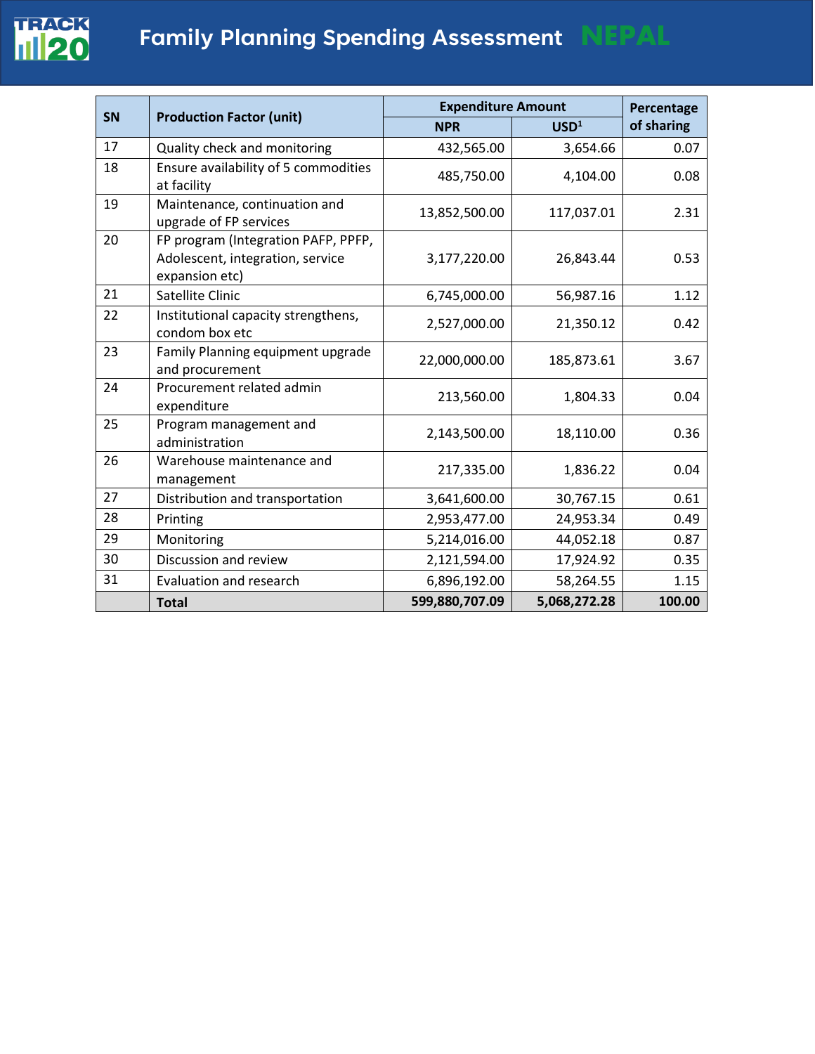| SN | Production Factor (unit) | Expenditure Amount | | Percentage of sharing |
|---|---|---|---|---|
| | | NPR | USD[1] | |
| 17 | Quality check and monitoring | 432,565.00 | 3,654.66 | 0.07 |
| 18 | Ensure availability of 5 commodities at facility | 485,750.00 | 4,104.00 | 0.08 |
| 19 | Maintenance, continuation and upgrade of FP services | 13,852,500.00 | 117,037.01 | 2.31 |
| 20 | FP program (Integration PAFP, PPFP, Adolescent, integration, service expansion etc) | 3,177,220.00 | 26,843.44 | 0.53 |
| 21 | Satellite Clinic | 6,745,000.00 | 56,987.16 | 1.12 |
| 22 | Institutional capacity strengthens, condom box etc | 2,527,000.00 | 21,350.12 | 0.42 |
| 23 | Family Planning equipment upgrade and procurement | 22,000,000.00 | 185,873.61 | 3.67 |
| 24 | Procurement related admin expenditure | 213,560.00 | 1,804.33 | 0.04 |
| 25 | Program management and administration | 2,143,500.00 | 18,110.00 | 0.36 |
| 26 | Warehouse maintenance and management | 217,335.00 | 1,836.22 | 0.04 |
| 27 | Distribution and transportation | 3,641,600.00 | 30,767.15 | 0.61 |
| 28 | Printing | 2,953,477.00 | 24,953.34 | 0.49 |
| 29 | Monitoring | 5,214,016.00 | 44,052.18 | 0.87 |
| 30 | Discussion and review | 2,121,594.00 | 17,924.92 | 0.35 |
| 31 | Evaluation and research | 6,896,192.00 | 58,264.55 | 1.15 |
| | **Total** | **599,880,707.09** | **5,068,272.28** | **100.00** |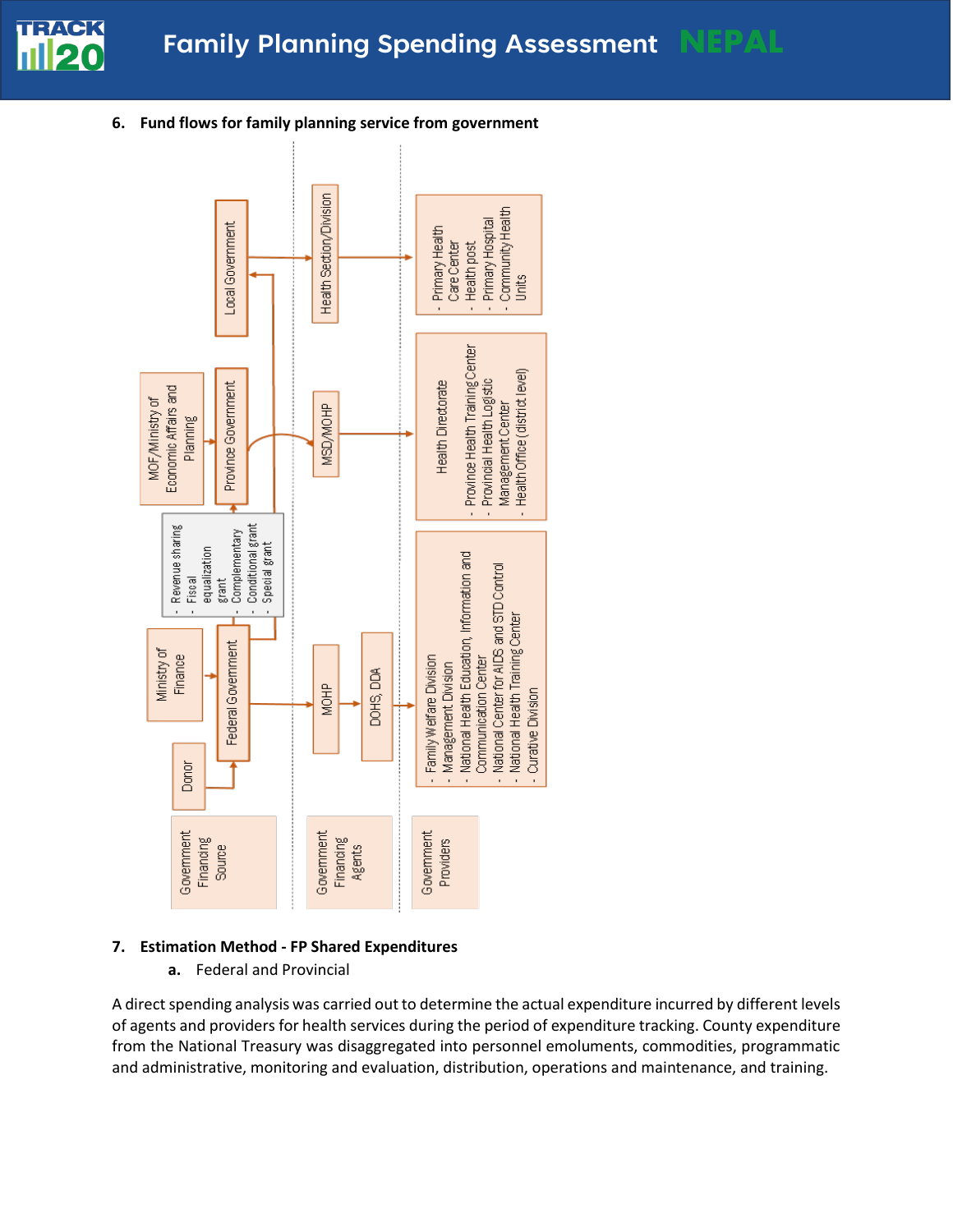## 6. Fund flows for family planning service from government

Government Financing Source

Donor

Ministry of Finance

Federal Government

- Revenue sharing
- Fiscal equalization grant
- Complementary
- Conditional grant
- Special grant

MOF/Ministry of Economic Affairs and Planning

Province Government

Local Government

Government Financing Agents

MOHP

DOHS, DDA

MSD/MOHP

Health Section/Division

Government Providers

- Family Welfare Division
- Management Division
- National Health Education, Information and Communication Center
- National Center for AIDS and STD Control
- National Health Training Center
- Curative Division

Health Directorate
- Province Health Training Center
- Provincial Health Logistic Management Center
- Health Office (district level)

- Primary Health Care Center
- Health post
- Primary Hospital
- Community Health Units

## 7. Estimation Method - FP Shared Expenditures

**a.** Federal and Provincial

A direct spending analysis was carried out to determine the actual expenditure incurred by different levels of agents and providers for health services during the period of expenditure tracking. County expenditure from the National Treasury was disaggregated into personnel emoluments, commodities, programmatic and administrative, monitoring and evaluation, distribution, operations and maintenance, and training.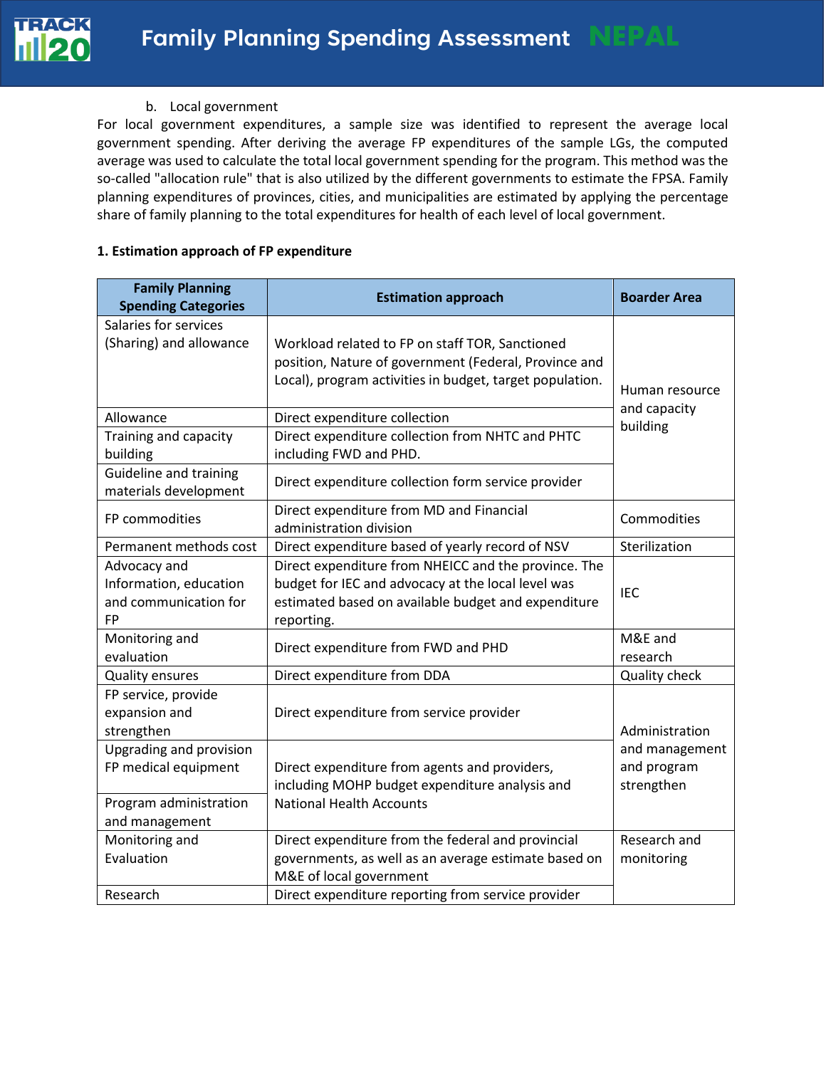b. Local government

For local government expenditures, a sample size was identified to represent the average local government spending. After deriving the average FP expenditures of the sample LGs, the computed average was used to calculate the total local government spending for the program. This method was the so-called "allocation rule" that is also utilized by the different governments to estimate the FPSA. Family planning expenditures of provinces, cities, and municipalities are estimated by applying the percentage share of family planning to the total expenditures for health of each level of local government.

**1. Estimation approach of FP expenditure**

| Family Planning Spending Categories | Estimation approach | Boarder Area |
|---|---|---|
| Salaries for services (Sharing) and allowance | Workload related to FP on staff TOR, Sanctioned position, Nature of government (Federal, Province and Local), program activities in budget, target population. | Human resource and capacity building |
| Allowance | Direct expenditure collection | |
| Training and capacity building | Direct expenditure collection from NHTC and PHTC including FWD and PHD. | |
| Guideline and training materials development | Direct expenditure collection form service provider | |
| FP commodities | Direct expenditure from MD and Financial administration division | Commodities |
| Permanent methods cost | Direct expenditure based of yearly record of NSV | Sterilization |
| Advocacy and Information, education and communication for FP | Direct expenditure from NHEICC and the province. The budget for IEC and advocacy at the local level was estimated based on available budget and expenditure reporting. | IEC |
| Monitoring and evaluation | Direct expenditure from FWD and PHD | M&E and research |
| Quality ensures | Direct expenditure from DDA | Quality check |
| FP service, provide expansion and strengthen | Direct expenditure from service provider | Administration and management and program strengthen |
| Upgrading and provision FP medical equipment | Direct expenditure from agents and providers, including MOHP budget expenditure analysis and National Health Accounts | |
| Program administration and management | | |
| Monitoring and Evaluation | Direct expenditure from the federal and provincial governments, as well as an average estimate based on M&E of local government | Research and monitoring |
| Research | Direct expenditure reporting from service provider | |